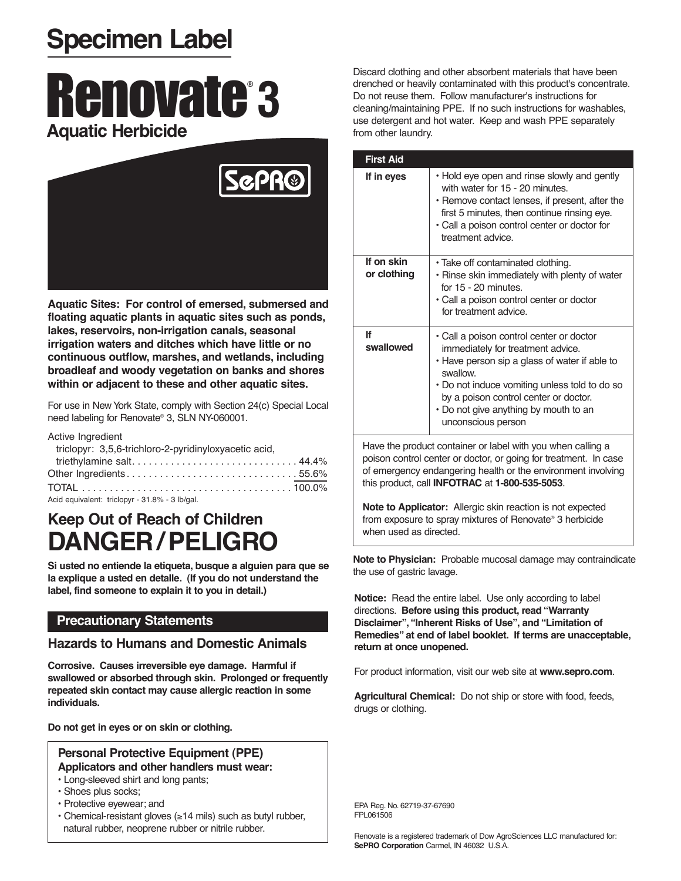# Specimen Label

# Renovate® 3

## Aquatic Herbicide

SePRO

**Aquatic Sites: For control of emersed, submersed and floating aquatic plants in aquatic sites such as ponds, lakes, reservoirs, non-irrigation canals, seasonal irrigation waters and ditches which have little or no continuous outflow, marshes, and wetlands, including broadleaf and woody vegetation on banks and shores within or adjacent to these and other aquatic sites.**

For use in New York State, comply with Section 24(c) Special Local need labeling for Renovate® 3, SLN NY-060001.

| Active Ingredient | |
|---|---|
| triclopyr: 3,5,6-trichloro-2-pyridinyloxyacetic acid, triethylamine salt | 44.4% |
| Other Ingredients | 55.6% |
| TOTAL | 100.0% |

Acid equivalent: triclopyr - 31.8% - 3 lb/gal.

## Keep Out of Reach of Children

# DANGER/PELIGRO

**Si usted no entiende la etiqueta, busque a alguien para que se la explique a usted en detalle. (If you do not understand the label, find someone to explain it to you in detail.)**

## Precautionary Statements

### Hazards to Humans and Domestic Animals

**Corrosive. Causes irreversible eye damage. Harmful if swallowed or absorbed through skin. Prolonged or frequently repeated skin contact may cause allergic reaction in some individuals.**

**Do not get in eyes or on skin or clothing.**

### Personal Protective Equipment (PPE)

**Applicators and other handlers must wear:**

- Long-sleeved shirt and long pants;
- Shoes plus socks;
- Protective eyewear; and
- Chemical-resistant gloves (≥14 mils) such as butyl rubber, natural rubber, neoprene rubber or nitrile rubber.

Discard clothing and other absorbent materials that have been drenched or heavily contaminated with this product's concentrate. Do not reuse them. Follow manufacturer's instructions for cleaning/maintaining PPE. If no such instructions for washables, use detergent and hot water. Keep and wash PPE separately from other laundry.

| First Aid | |
|---|---|
| **If in eyes** | • Hold eye open and rinse slowly and gently with water for 15 - 20 minutes.<br>• Remove contact lenses, if present, after the first 5 minutes, then continue rinsing eye.<br>• Call a poison control center or doctor for treatment advice. |
| **If on skin or clothing** | • Take off contaminated clothing.<br>• Rinse skin immediately with plenty of water for 15 - 20 minutes.<br>• Call a poison control center or doctor for treatment advice. |
| **If swallowed** | • Call a poison control center or doctor immediately for treatment advice.<br>• Have person sip a glass of water if able to swallow.<br>• Do not induce vomiting unless told to do so by a poison control center or doctor.<br>• Do not give anything by mouth to an unconscious person |

Have the product container or label with you when calling a poison control center or doctor, or going for treatment. In case of emergency endangering health or the environment involving this product, call **INFOTRAC** at **1-800-535-5053**.

**Note to Applicator:** Allergic skin reaction is not expected from exposure to spray mixtures of Renovate® 3 herbicide when used as directed.

**Note to Physician:** Probable mucosal damage may contraindicate the use of gastric lavage.

**Notice:** Read the entire label. Use only according to label directions. **Before using this product, read "Warranty Disclaimer", "Inherent Risks of Use", and "Limitation of Remedies" at end of label booklet. If terms are unacceptable, return at once unopened.**

For product information, visit our web site at **www.sepro.com**.

**Agricultural Chemical:** Do not ship or store with food, feeds, drugs or clothing.

EPA Reg. No. 62719-37-67690
FPL061506

Renovate is a registered trademark of Dow AgroSciences LLC manufactured for:
**SePRO Corporation** Carmel, IN 46032 U.S.A.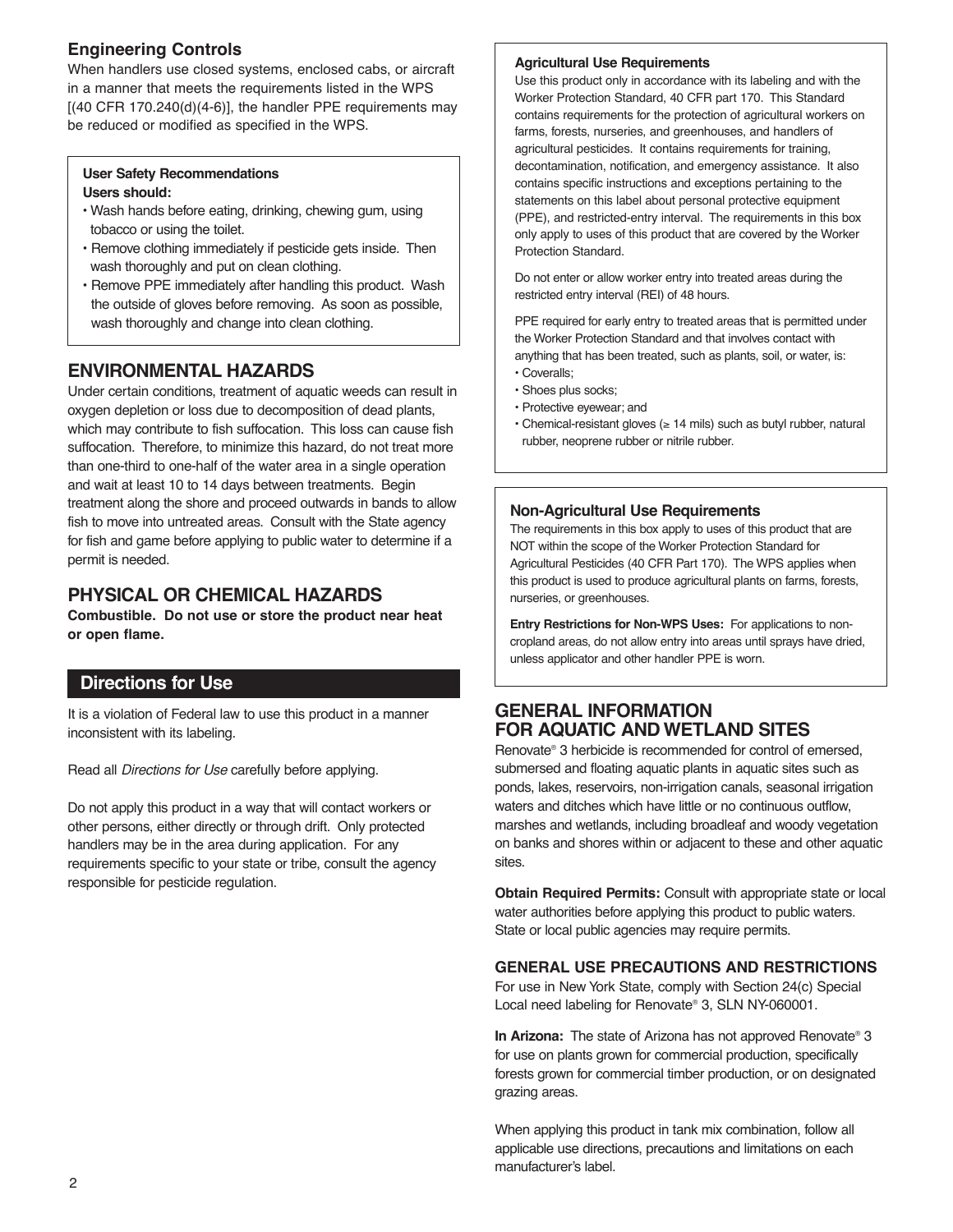### Engineering Controls

When handlers use closed systems, enclosed cabs, or aircraft in a manner that meets the requirements listed in the WPS [(40 CFR 170.240(d)(4-6)], the handler PPE requirements may be reduced or modified as specified in the WPS.

**User Safety Recommendations**
**Users should:**

- Wash hands before eating, drinking, chewing gum, using tobacco or using the toilet.
- Remove clothing immediately if pesticide gets inside. Then wash thoroughly and put on clean clothing.
- Remove PPE immediately after handling this product. Wash the outside of gloves before removing. As soon as possible, wash thoroughly and change into clean clothing.

## ENVIRONMENTAL HAZARDS

Under certain conditions, treatment of aquatic weeds can result in oxygen depletion or loss due to decomposition of dead plants, which may contribute to fish suffocation. This loss can cause fish suffocation. Therefore, to minimize this hazard, do not treat more than one-third to one-half of the water area in a single operation and wait at least 10 to 14 days between treatments. Begin treatment along the shore and proceed outwards in bands to allow fish to move into untreated areas. Consult with the State agency for fish and game before applying to public water to determine if a permit is needed.

## PHYSICAL OR CHEMICAL HAZARDS

**Combustible. Do not use or store the product near heat or open flame.**

## Directions for Use

It is a violation of Federal law to use this product in a manner inconsistent with its labeling.

Read all *Directions for Use* carefully before applying.

Do not apply this product in a way that will contact workers or other persons, either directly or through drift. Only protected handlers may be in the area during application. For any requirements specific to your state or tribe, consult the agency responsible for pesticide regulation.

**Agricultural Use Requirements**

Use this product only in accordance with its labeling and with the Worker Protection Standard, 40 CFR part 170. This Standard contains requirements for the protection of agricultural workers on farms, forests, nurseries, and greenhouses, and handlers of agricultural pesticides. It contains requirements for training, decontamination, notification, and emergency assistance. It also contains specific instructions and exceptions pertaining to the statements on this label about personal protective equipment (PPE), and restricted-entry interval. The requirements in this box only apply to uses of this product that are covered by the Worker Protection Standard.

Do not enter or allow worker entry into treated areas during the restricted entry interval (REI) of 48 hours.

PPE required for early entry to treated areas that is permitted under the Worker Protection Standard and that involves contact with anything that has been treated, such as plants, soil, or water, is:

- Coveralls;
- Shoes plus socks;
- Protective eyewear; and
- Chemical-resistant gloves (≥ 14 mils) such as butyl rubber, natural rubber, neoprene rubber or nitrile rubber.

### Non-Agricultural Use Requirements

The requirements in this box apply to uses of this product that are NOT within the scope of the Worker Protection Standard for Agricultural Pesticides (40 CFR Part 170). The WPS applies when this product is used to produce agricultural plants on farms, forests, nurseries, or greenhouses.

**Entry Restrictions for Non-WPS Uses:** For applications to non-cropland areas, do not allow entry into areas until sprays have dried, unless applicator and other handler PPE is worn.

## GENERAL INFORMATION FOR AQUATIC AND WETLAND SITES

Renovate® 3 herbicide is recommended for control of emersed, submersed and floating aquatic plants in aquatic sites such as ponds, lakes, reservoirs, non-irrigation canals, seasonal irrigation waters and ditches which have little or no continuous outflow, marshes and wetlands, including broadleaf and woody vegetation on banks and shores within or adjacent to these and other aquatic sites.

**Obtain Required Permits:** Consult with appropriate state or local water authorities before applying this product to public waters. State or local public agencies may require permits.

### GENERAL USE PRECAUTIONS AND RESTRICTIONS

For use in New York State, comply with Section 24(c) Special Local need labeling for Renovate® 3, SLN NY-060001.

**In Arizona:** The state of Arizona has not approved Renovate® 3 for use on plants grown for commercial production, specifically forests grown for commercial timber production, or on designated grazing areas.

When applying this product in tank mix combination, follow all applicable use directions, precautions and limitations on each manufacturer's label.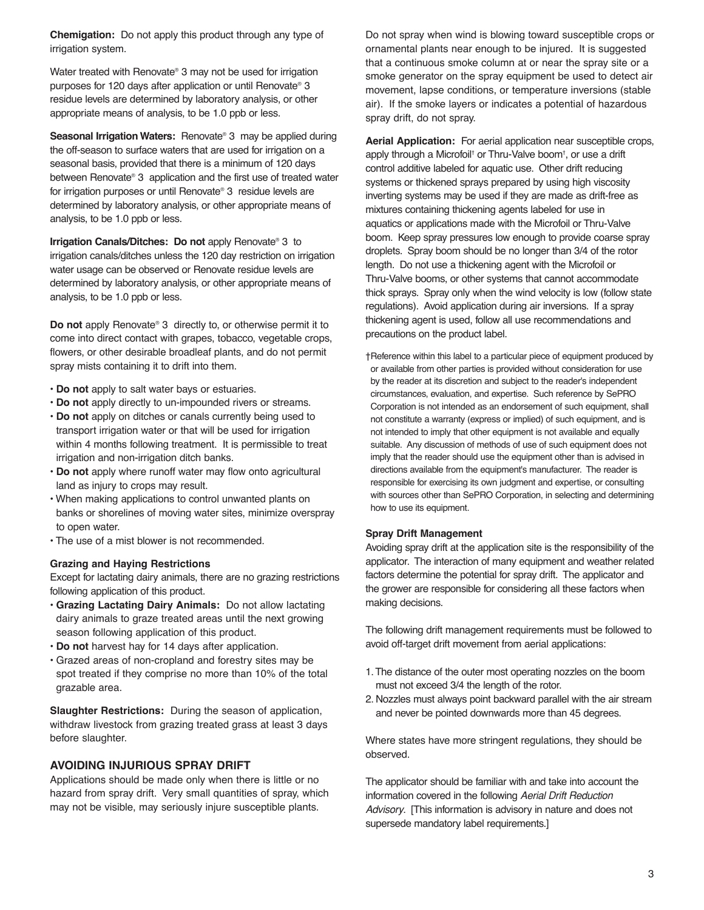**Chemigation:** Do not apply this product through any type of irrigation system.

Water treated with Renovate® 3 may not be used for irrigation purposes for 120 days after application or until Renovate® 3 residue levels are determined by laboratory analysis, or other appropriate means of analysis, to be 1.0 ppb or less.

**Seasonal Irrigation Waters:** Renovate® 3 may be applied during the off-season to surface waters that are used for irrigation on a seasonal basis, provided that there is a minimum of 120 days between Renovate® 3 application and the first use of treated water for irrigation purposes or until Renovate® 3 residue levels are determined by laboratory analysis, or other appropriate means of analysis, to be 1.0 ppb or less.

**Irrigation Canals/Ditches: Do not** apply Renovate® 3 to irrigation canals/ditches unless the 120 day restriction on irrigation water usage can be observed or Renovate residue levels are determined by laboratory analysis, or other appropriate means of analysis, to be 1.0 ppb or less.

**Do not** apply Renovate® 3 directly to, or otherwise permit it to come into direct contact with grapes, tobacco, vegetable crops, flowers, or other desirable broadleaf plants, and do not permit spray mists containing it to drift into them.

- **Do not** apply to salt water bays or estuaries.
- **Do not** apply directly to un-impounded rivers or streams.
- **Do not** apply on ditches or canals currently being used to transport irrigation water or that will be used for irrigation within 4 months following treatment. It is permissible to treat irrigation and non-irrigation ditch banks.
- **Do not** apply where runoff water may flow onto agricultural land as injury to crops may result.
- When making applications to control unwanted plants on banks or shorelines of moving water sites, minimize overspray to open water.
- The use of a mist blower is not recommended.

**Grazing and Haying Restrictions**

Except for lactating dairy animals, there are no grazing restrictions following application of this product.

- **Grazing Lactating Dairy Animals:** Do not allow lactating dairy animals to graze treated areas until the next growing season following application of this product.
- **Do not** harvest hay for 14 days after application.
- Grazed areas of non-cropland and forestry sites may be spot treated if they comprise no more than 10% of the total grazable area.

**Slaughter Restrictions:** During the season of application, withdraw livestock from grazing treated grass at least 3 days before slaughter.

## AVOIDING INJURIOUS SPRAY DRIFT

Applications should be made only when there is little or no hazard from spray drift. Very small quantities of spray, which may not be visible, may seriously injure susceptible plants.

Do not spray when wind is blowing toward susceptible crops or ornamental plants near enough to be injured. It is suggested that a continuous smoke column at or near the spray site or a smoke generator on the spray equipment be used to detect air movement, lapse conditions, or temperature inversions (stable air). If the smoke layers or indicates a potential of hazardous spray drift, do not spray.

**Aerial Application:** For aerial application near susceptible crops, apply through a Microfoil† or Thru-Valve boom†, or use a drift control additive labeled for aquatic use. Other drift reducing systems or thickened sprays prepared by using high viscosity inverting systems may be used if they are made as drift-free as mixtures containing thickening agents labeled for use in aquatics or applications made with the Microfoil or Thru-Valve boom. Keep spray pressures low enough to provide coarse spray droplets. Spray boom should be no longer than 3/4 of the rotor length. Do not use a thickening agent with the Microfoil or Thru-Valve booms, or other systems that cannot accommodate thick sprays. Spray only when the wind velocity is low (follow state regulations). Avoid application during air inversions. If a spray thickening agent is used, follow all use recommendations and precautions on the product label.

†Reference within this label to a particular piece of equipment produced by or available from other parties is provided without consideration for use by the reader at its discretion and subject to the reader's independent circumstances, evaluation, and expertise. Such reference by SePRO Corporation is not intended as an endorsement of such equipment, shall not constitute a warranty (express or implied) of such equipment, and is not intended to imply that other equipment is not available and equally suitable. Any discussion of methods of use of such equipment does not imply that the reader should use the equipment other than is advised in directions available from the equipment's manufacturer. The reader is responsible for exercising its own judgment and expertise, or consulting with sources other than SePRO Corporation, in selecting and determining how to use its equipment.

**Spray Drift Management**

Avoiding spray drift at the application site is the responsibility of the applicator. The interaction of many equipment and weather related factors determine the potential for spray drift. The applicator and the grower are responsible for considering all these factors when making decisions.

The following drift management requirements must be followed to avoid off-target drift movement from aerial applications:

1. The distance of the outer most operating nozzles on the boom must not exceed 3/4 the length of the rotor.
2. Nozzles must always point backward parallel with the air stream and never be pointed downwards more than 45 degrees.

Where states have more stringent regulations, they should be observed.

The applicator should be familiar with and take into account the information covered in the following *Aerial Drift Reduction Advisory*. [This information is advisory in nature and does not supersede mandatory label requirements.]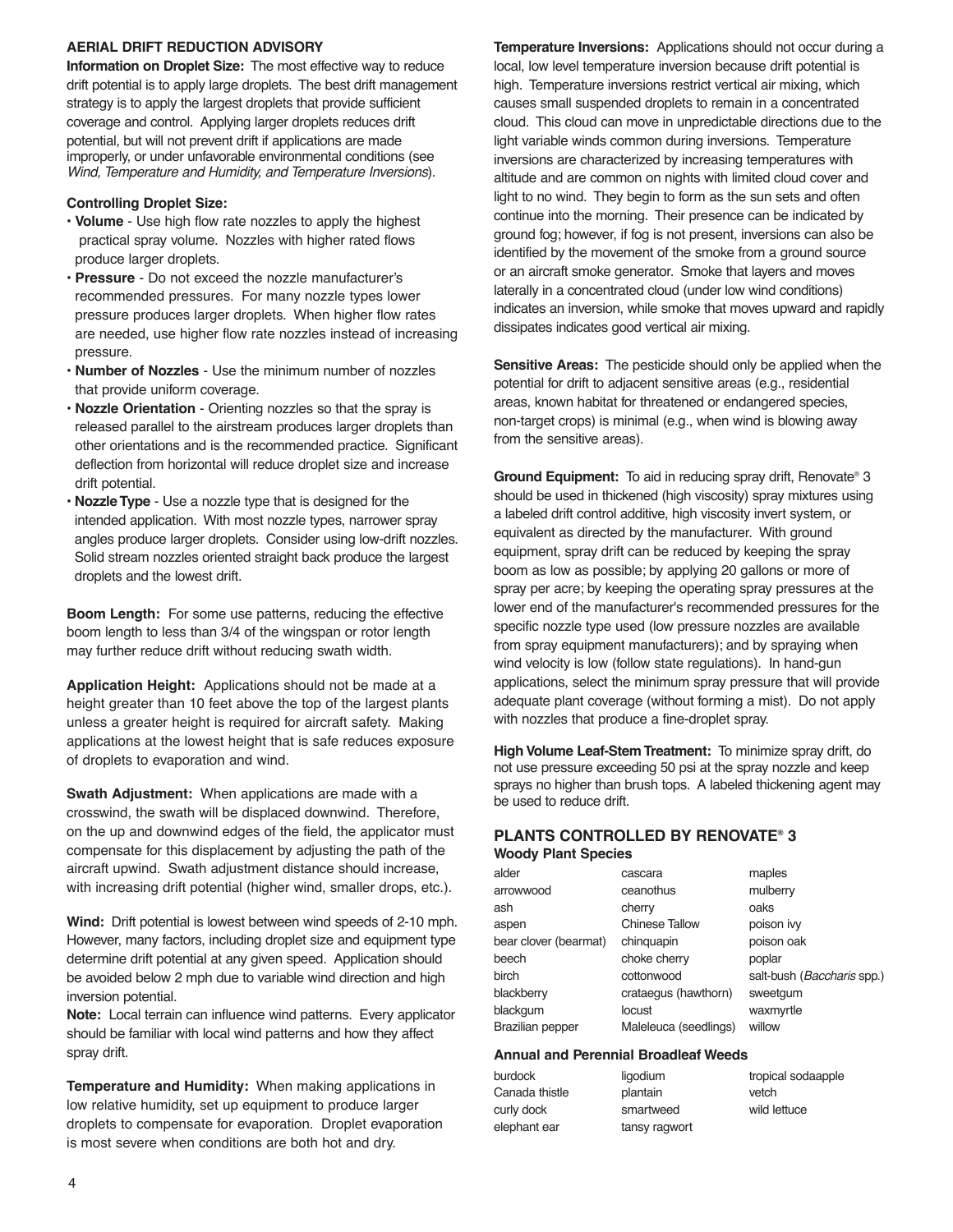## AERIAL DRIFT REDUCTION ADVISORY

**Information on Droplet Size:** The most effective way to reduce drift potential is to apply large droplets. The best drift management strategy is to apply the largest droplets that provide sufficient coverage and control. Applying larger droplets reduces drift potential, but will not prevent drift if applications are made improperly, or under unfavorable environmental conditions (see *Wind, Temperature and Humidity, and Temperature Inversions*).

**Controlling Droplet Size:**

- **Volume** - Use high flow rate nozzles to apply the highest practical spray volume. Nozzles with higher rated flows produce larger droplets.
- **Pressure** - Do not exceed the nozzle manufacturer's recommended pressures. For many nozzle types lower pressure produces larger droplets. When higher flow rates are needed, use higher flow rate nozzles instead of increasing pressure.
- **Number of Nozzles** - Use the minimum number of nozzles that provide uniform coverage.
- **Nozzle Orientation** - Orienting nozzles so that the spray is released parallel to the airstream produces larger droplets than other orientations and is the recommended practice. Significant deflection from horizontal will reduce droplet size and increase drift potential.
- **Nozzle Type** - Use a nozzle type that is designed for the intended application. With most nozzle types, narrower spray angles produce larger droplets. Consider using low-drift nozzles. Solid stream nozzles oriented straight back produce the largest droplets and the lowest drift.

**Boom Length:** For some use patterns, reducing the effective boom length to less than 3/4 of the wingspan or rotor length may further reduce drift without reducing swath width.

**Application Height:** Applications should not be made at a height greater than 10 feet above the top of the largest plants unless a greater height is required for aircraft safety. Making applications at the lowest height that is safe reduces exposure of droplets to evaporation and wind.

**Swath Adjustment:** When applications are made with a crosswind, the swath will be displaced downwind. Therefore, on the up and downwind edges of the field, the applicator must compensate for this displacement by adjusting the path of the aircraft upwind. Swath adjustment distance should increase, with increasing drift potential (higher wind, smaller drops, etc.).

**Wind:** Drift potential is lowest between wind speeds of 2-10 mph. However, many factors, including droplet size and equipment type determine drift potential at any given speed. Application should be avoided below 2 mph due to variable wind direction and high inversion potential.

**Note:** Local terrain can influence wind patterns. Every applicator should be familiar with local wind patterns and how they affect spray drift.

**Temperature and Humidity:** When making applications in low relative humidity, set up equipment to produce larger droplets to compensate for evaporation. Droplet evaporation is most severe when conditions are both hot and dry.

**Temperature Inversions:** Applications should not occur during a local, low level temperature inversion because drift potential is high. Temperature inversions restrict vertical air mixing, which causes small suspended droplets to remain in a concentrated cloud. This cloud can move in unpredictable directions due to the light variable winds common during inversions. Temperature inversions are characterized by increasing temperatures with altitude and are common on nights with limited cloud cover and light to no wind. They begin to form as the sun sets and often continue into the morning. Their presence can be indicated by ground fog; however, if fog is not present, inversions can also be identified by the movement of the smoke from a ground source or an aircraft smoke generator. Smoke that layers and moves laterally in a concentrated cloud (under low wind conditions) indicates an inversion, while smoke that moves upward and rapidly dissipates indicates good vertical air mixing.

**Sensitive Areas:** The pesticide should only be applied when the potential for drift to adjacent sensitive areas (e.g., residential areas, known habitat for threatened or endangered species, non-target crops) is minimal (e.g., when wind is blowing away from the sensitive areas).

**Ground Equipment:** To aid in reducing spray drift, Renovate® 3 should be used in thickened (high viscosity) spray mixtures using a labeled drift control additive, high viscosity invert system, or equivalent as directed by the manufacturer. With ground equipment, spray drift can be reduced by keeping the spray boom as low as possible; by applying 20 gallons or more of spray per acre; by keeping the operating spray pressures at the lower end of the manufacturer's recommended pressures for the specific nozzle type used (low pressure nozzles are available from spray equipment manufacturers); and by spraying when wind velocity is low (follow state regulations). In hand-gun applications, select the minimum spray pressure that will provide adequate plant coverage (without forming a mist). Do not apply with nozzles that produce a fine-droplet spray.

**High Volume Leaf-Stem Treatment:** To minimize spray drift, do not use pressure exceeding 50 psi at the spray nozzle and keep sprays no higher than brush tops. A labeled thickening agent may be used to reduce drift.

## PLANTS CONTROLLED BY RENOVATE® 3

### Woody Plant Species

| | | |
|---|---|---|
| alder | cascara | maples |
| arrowwood | ceanothus | mulberry |
| ash | cherry | oaks |
| aspen | Chinese Tallow | poison ivy |
| bear clover (bearmat) | chinquapin | poison oak |
| beech | choke cherry | poplar |
| birch | cottonwood | salt-bush (*Baccharis* spp.) |
| blackberry | crataegus (hawthorn) | sweetgum |
| blackgum | locust | waxmyrtle |
| Brazilian pepper | Maleleuca (seedlings) | willow |

### Annual and Perennial Broadleaf Weeds

| | | |
|---|---|---|
| burdock | ligodium | tropical sodaapple |
| Canada thistle | plantain | vetch |
| curly dock | smartweed | wild lettuce |
| elephant ear | tansy ragwort | |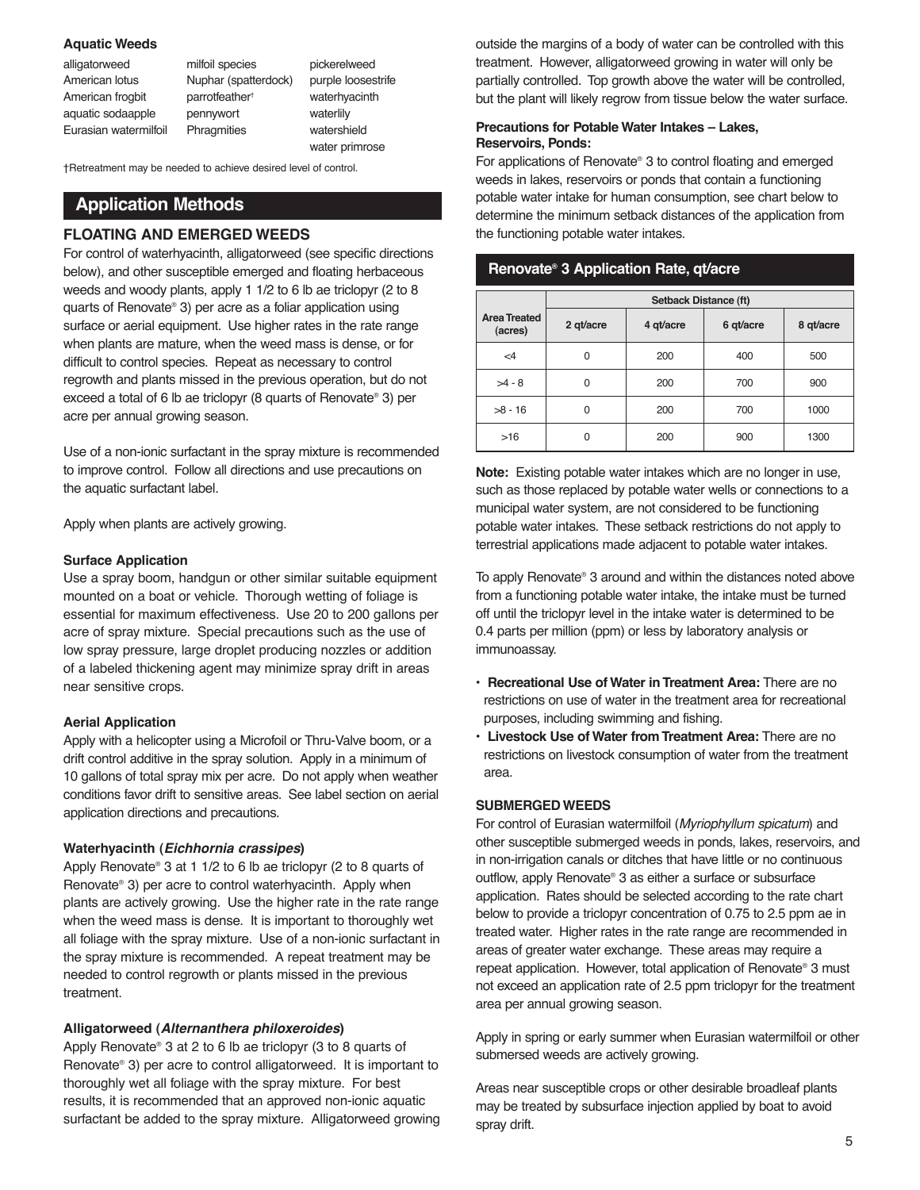**Aquatic Weeds**

| | | |
|---|---|---|
| alligatorweed | milfoil species | pickerelweed |
| American lotus | Nuphar (spatterdock) | purple loosestrife |
| American frogbit | parrotfeather† | waterhyacinth |
| aquatic sodaapple | pennywort | waterlily |
| Eurasian watermilfoil | Phragmities | watershield |
| | | water primrose |

†Retreatment may be needed to achieve desired level of control.

## Application Methods

### FLOATING AND EMERGED WEEDS

For control of waterhyacinth, alligatorweed (see specific directions below), and other susceptible emerged and floating herbaceous weeds and woody plants, apply 1 1/2 to 6 lb ae triclopyr (2 to 8 quarts of Renovate® 3) per acre as a foliar application using surface or aerial equipment. Use higher rates in the rate range when plants are mature, when the weed mass is dense, or for difficult to control species. Repeat as necessary to control regrowth and plants missed in the previous operation, but do not exceed a total of 6 lb ae triclopyr (8 quarts of Renovate® 3) per acre per annual growing season.

Use of a non-ionic surfactant in the spray mixture is recommended to improve control. Follow all directions and use precautions on the aquatic surfactant label.

Apply when plants are actively growing.

**Surface Application**

Use a spray boom, handgun or other similar suitable equipment mounted on a boat or vehicle. Thorough wetting of foliage is essential for maximum effectiveness. Use 20 to 200 gallons per acre of spray mixture. Special precautions such as the use of low spray pressure, large droplet producing nozzles or addition of a labeled thickening agent may minimize spray drift in areas near sensitive crops.

**Aerial Application**

Apply with a helicopter using a Microfoil or Thru-Valve boom, or a drift control additive in the spray solution. Apply in a minimum of 10 gallons of total spray mix per acre. Do not apply when weather conditions favor drift to sensitive areas. See label section on aerial application directions and precautions.

**Waterhyacinth (*Eichhornia crassipes*)**

Apply Renovate® 3 at 1 1/2 to 6 lb ae triclopyr (2 to 8 quarts of Renovate® 3) per acre to control waterhyacinth. Apply when plants are actively growing. Use the higher rate in the rate range when the weed mass is dense. It is important to thoroughly wet all foliage with the spray mixture. Use of a non-ionic surfactant in the spray mixture is recommended. A repeat treatment may be needed to control regrowth or plants missed in the previous treatment.

**Alligatorweed (*Alternanthera philoxeroides*)**

Apply Renovate® 3 at 2 to 6 lb ae triclopyr (3 to 8 quarts of Renovate® 3) per acre to control alligatorweed. It is important to thoroughly wet all foliage with the spray mixture. For best results, it is recommended that an approved non-ionic aquatic surfactant be added to the spray mixture. Alligatorweed growing outside the margins of a body of water can be controlled with this treatment. However, alligatorweed growing in water will only be partially controlled. Top growth above the water will be controlled, but the plant will likely regrow from tissue below the water surface.

**Precautions for Potable Water Intakes – Lakes, Reservoirs, Ponds:**

For applications of Renovate® 3 to control floating and emerged weeds in lakes, reservoirs or ponds that contain a functioning potable water intake for human consumption, see chart below to determine the minimum setback distances of the application from the functioning potable water intakes.

**Renovate® 3 Application Rate, qt/acre**

| Area Treated (acres) | Setback Distance (ft) | | | |
|---|---|---|---|---|
| | 2 qt/acre | 4 qt/acre | 6 qt/acre | 8 qt/acre |
| <4 | 0 | 200 | 400 | 500 |
| >4 - 8 | 0 | 200 | 700 | 900 |
| >8 - 16 | 0 | 200 | 700 | 1000 |
| >16 | 0 | 200 | 900 | 1300 |

**Note:** Existing potable water intakes which are no longer in use, such as those replaced by potable water wells or connections to a municipal water system, are not considered to be functioning potable water intakes. These setback restrictions do not apply to terrestrial applications made adjacent to potable water intakes.

To apply Renovate® 3 around and within the distances noted above from a functioning potable water intake, the intake must be turned off until the triclopyr level in the intake water is determined to be 0.4 parts per million (ppm) or less by laboratory analysis or immunoassay.

- **Recreational Use of Water in Treatment Area:** There are no restrictions on use of water in the treatment area for recreational purposes, including swimming and fishing.
- **Livestock Use of Water from Treatment Area:** There are no restrictions on livestock consumption of water from the treatment area.

### SUBMERGED WEEDS

For control of Eurasian watermilfoil (*Myriophyllum spicatum*) and other susceptible submerged weeds in ponds, lakes, reservoirs, and in non-irrigation canals or ditches that have little or no continuous outflow, apply Renovate® 3 as either a surface or subsurface application. Rates should be selected according to the rate chart below to provide a triclopyr concentration of 0.75 to 2.5 ppm ae in treated water. Higher rates in the rate range are recommended in areas of greater water exchange. These areas may require a repeat application. However, total application of Renovate® 3 must not exceed an application rate of 2.5 ppm triclopyr for the treatment area per annual growing season.

Apply in spring or early summer when Eurasian watermilfoil or other submersed weeds are actively growing.

Areas near susceptible crops or other desirable broadleaf plants may be treated by subsurface injection applied by boat to avoid spray drift.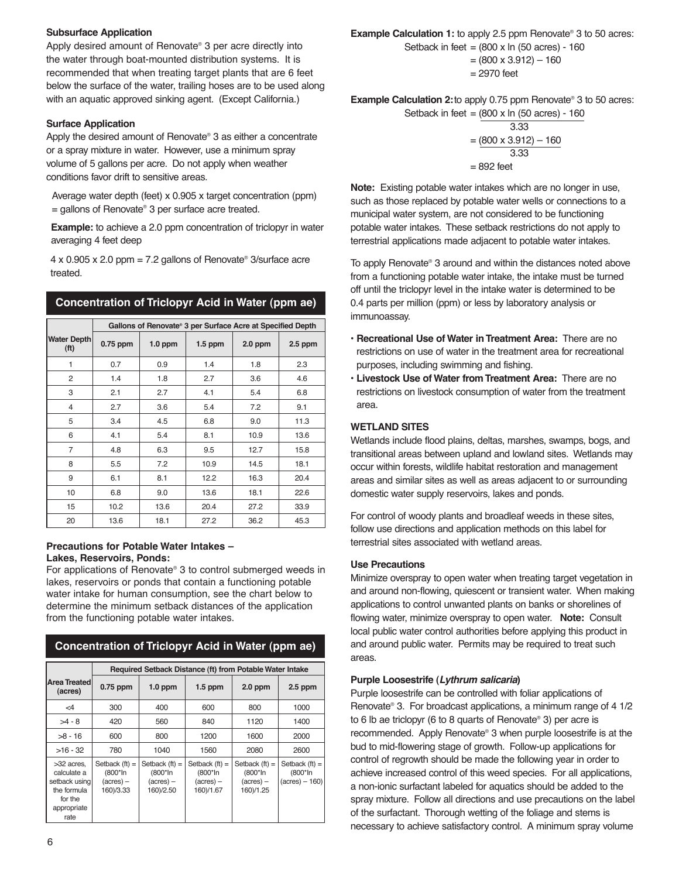### Subsurface Application

Apply desired amount of Renovate® 3 per acre directly into the water through boat-mounted distribution systems. It is recommended that when treating target plants that are 6 feet below the surface of the water, trailing hoses are to be used along with an aquatic approved sinking agent. (Except California.)

### Surface Application

Apply the desired amount of Renovate® 3 as either a concentrate or a spray mixture in water. However, use a minimum spray volume of 5 gallons per acre. Do not apply when weather conditions favor drift to sensitive areas.

Average water depth (feet) x 0.905 x target concentration (ppm) = gallons of Renovate® 3 per surface acre treated.

**Example:** to achieve a 2.0 ppm concentration of triclopyr in water averaging 4 feet deep

4 x 0.905 x 2.0 ppm = 7.2 gallons of Renovate® 3/surface acre treated.

**Concentration of Triclopyr Acid in Water (ppm ae)**

| Water Depth (ft) | Gallons of Renovate® 3 per Surface Acre at Specified Depth | | | | |
|---|---|---|---|---|---|
| | 0.75 ppm | 1.0 ppm | 1.5 ppm | 2.0 ppm | 2.5 ppm |
| 1 | 0.7 | 0.9 | 1.4 | 1.8 | 2.3 |
| 2 | 1.4 | 1.8 | 2.7 | 3.6 | 4.6 |
| 3 | 2.1 | 2.7 | 4.1 | 5.4 | 6.8 |
| 4 | 2.7 | 3.6 | 5.4 | 7.2 | 9.1 |
| 5 | 3.4 | 4.5 | 6.8 | 9.0 | 11.3 |
| 6 | 4.1 | 5.4 | 8.1 | 10.9 | 13.6 |
| 7 | 4.8 | 6.3 | 9.5 | 12.7 | 15.8 |
| 8 | 5.5 | 7.2 | 10.9 | 14.5 | 18.1 |
| 9 | 6.1 | 8.1 | 12.2 | 16.3 | 20.4 |
| 10 | 6.8 | 9.0 | 13.6 | 18.1 | 22.6 |
| 15 | 10.2 | 13.6 | 20.4 | 27.2 | 33.9 |
| 20 | 13.6 | 18.1 | 27.2 | 36.2 | 45.3 |

### Precautions for Potable Water Intakes – Lakes, Reservoirs, Ponds:

For applications of Renovate® 3 to control submerged weeds in lakes, reservoirs or ponds that contain a functioning potable water intake for human consumption, see the chart below to determine the minimum setback distances of the application from the functioning potable water intakes.

**Concentration of Triclopyr Acid in Water (ppm ae)**

| Area Treated (acres) | Required Setback Distance (ft) from Potable Water Intake | | | | |
|---|---|---|---|---|---|
| | 0.75 ppm | 1.0 ppm | 1.5 ppm | 2.0 ppm | 2.5 ppm |
| <4 | 300 | 400 | 600 | 800 | 1000 |
| >4 - 8 | 420 | 560 | 840 | 1120 | 1400 |
| >8 - 16 | 600 | 800 | 1200 | 1600 | 2000 |
| >16 - 32 | 780 | 1040 | 1560 | 2080 | 2600 |
| >32 acres, calculate a setback using the formula for the appropriate rate | Setback (ft) = (800*ln (acres) – 160)/3.33 | Setback (ft) = (800*ln (acres) – 160)/2.50 | Setback (ft) = (800*ln (acres) – 160)/1.67 | Setback (ft) = (800*ln (acres) – 160)/1.25 | Setback (ft) = (800*ln (acres) – 160) |

**Example Calculation 1:** to apply 2.5 ppm Renovate® 3 to 50 acres:

$$\text{Setback in feet} = (800 \times \ln(50 \text{ acres})) - 160 = (800 \times 3.912) - 160 = 2970 \text{ feet}$$

**Example Calculation 2:** to apply 0.75 ppm Renovate® 3 to 50 acres:

$$\text{Setback in feet} = \frac{(800 \times \ln(50 \text{ acres})) - 160}{3.33} = \frac{(800 \times 3.912) - 160}{3.33} = 892 \text{ feet}$$

**Note:** Existing potable water intakes which are no longer in use, such as those replaced by potable water wells or connections to a municipal water system, are not considered to be functioning potable water intakes. These setback restrictions do not apply to terrestrial applications made adjacent to potable water intakes.

To apply Renovate® 3 around and within the distances noted above from a functioning potable water intake, the intake must be turned off until the triclopyr level in the intake water is determined to be 0.4 parts per million (ppm) or less by laboratory analysis or immunoassay.

- **Recreational Use of Water in Treatment Area:** There are no restrictions on use of water in the treatment area for recreational purposes, including swimming and fishing.
- **Livestock Use of Water from Treatment Area:** There are no restrictions on livestock consumption of water from the treatment area.

### WETLAND SITES

Wetlands include flood plains, deltas, marshes, swamps, bogs, and transitional areas between upland and lowland sites. Wetlands may occur within forests, wildlife habitat restoration and management areas and similar sites as well as areas adjacent to or surrounding domestic water supply reservoirs, lakes and ponds.

For control of woody plants and broadleaf weeds in these sites, follow use directions and application methods on this label for terrestrial sites associated with wetland areas.

### Use Precautions

Minimize overspray to open water when treating target vegetation in and around non-flowing, quiescent or transient water. When making applications to control unwanted plants on banks or shorelines of flowing water, minimize overspray to open water. **Note:** Consult local public water control authorities before applying this product in and around public water. Permits may be required to treat such areas.

### Purple Loosestrife (*Lythrum salicaria*)

Purple loosestrife can be controlled with foliar applications of Renovate® 3. For broadcast applications, a minimum range of 4 1/2 to 6 lb ae triclopyr (6 to 8 quarts of Renovate® 3) per acre is recommended. Apply Renovate® 3 when purple loosestrife is at the bud to mid-flowering stage of growth. Follow-up applications for control of regrowth should be made the following year in order to achieve increased control of this weed species. For all applications, a non-ionic surfactant labeled for aquatics should be added to the spray mixture. Follow all directions and use precautions on the label of the surfactant. Thorough wetting of the foliage and stems is necessary to achieve satisfactory control. A minimum spray volume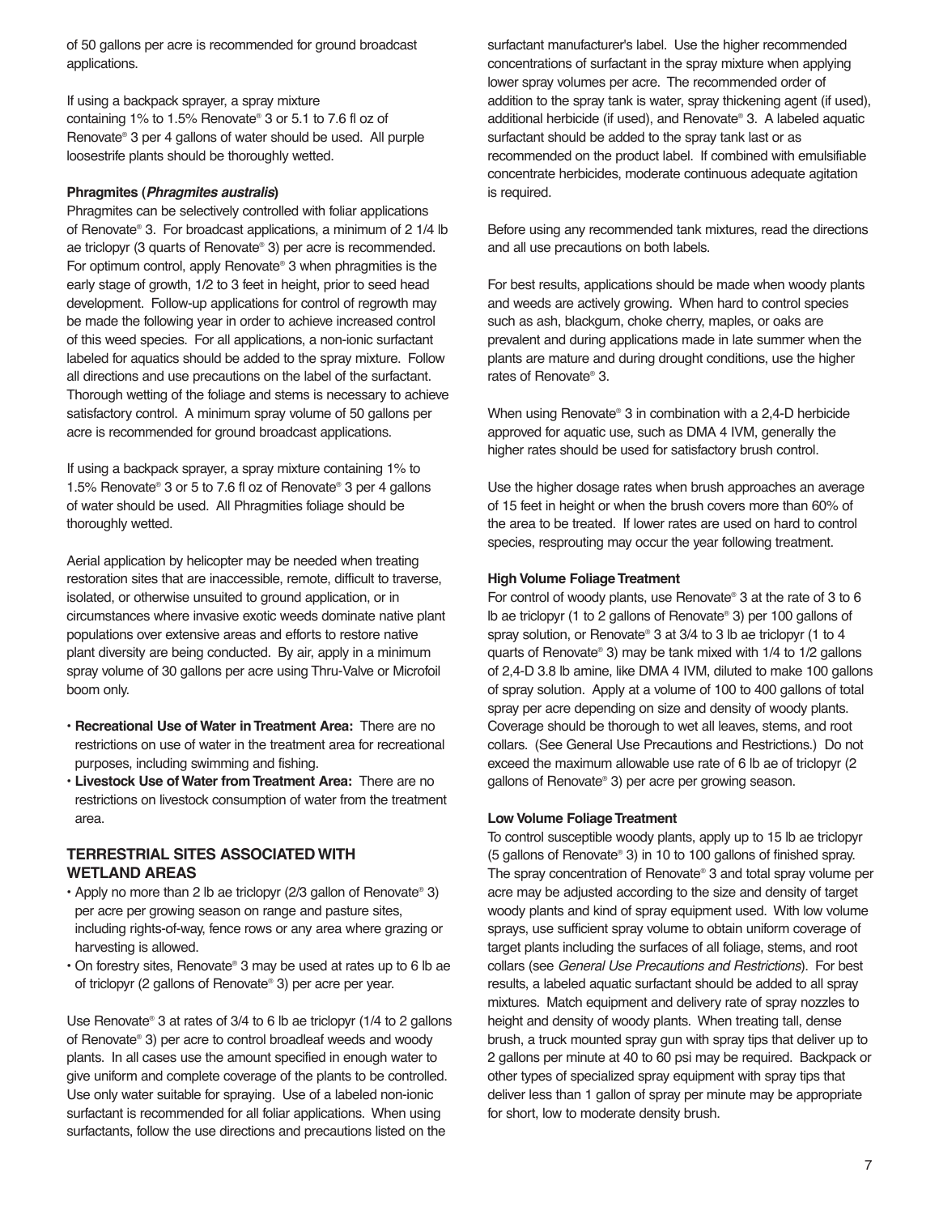of 50 gallons per acre is recommended for ground broadcast applications.

If using a backpack sprayer, a spray mixture containing 1% to 1.5% Renovate® 3 or 5.1 to 7.6 fl oz of Renovate® 3 per 4 gallons of water should be used. All purple loosestrife plants should be thoroughly wetted.

**Phragmites (*Phragmites australis*)**

Phragmites can be selectively controlled with foliar applications of Renovate® 3. For broadcast applications, a minimum of 2 1/4 lb ae triclopyr (3 quarts of Renovate® 3) per acre is recommended. For optimum control, apply Renovate® 3 when phragmities is the early stage of growth, 1/2 to 3 feet in height, prior to seed head development. Follow-up applications for control of regrowth may be made the following year in order to achieve increased control of this weed species. For all applications, a non-ionic surfactant labeled for aquatics should be added to the spray mixture. Follow all directions and use precautions on the label of the surfactant. Thorough wetting of the foliage and stems is necessary to achieve satisfactory control. A minimum spray volume of 50 gallons per acre is recommended for ground broadcast applications.

If using a backpack sprayer, a spray mixture containing 1% to 1.5% Renovate® 3 or 5 to 7.6 fl oz of Renovate® 3 per 4 gallons of water should be used. All Phragmities foliage should be thoroughly wetted.

Aerial application by helicopter may be needed when treating restoration sites that are inaccessible, remote, difficult to traverse, isolated, or otherwise unsuited to ground application, or in circumstances where invasive exotic weeds dominate native plant populations over extensive areas and efforts to restore native plant diversity are being conducted. By air, apply in a minimum spray volume of 30 gallons per acre using Thru-Valve or Microfoil boom only.

- **Recreational Use of Water in Treatment Area:** There are no restrictions on use of water in the treatment area for recreational purposes, including swimming and fishing.
- **Livestock Use of Water from Treatment Area:** There are no restrictions on livestock consumption of water from the treatment area.

## TERRESTRIAL SITES ASSOCIATED WITH WETLAND AREAS

- Apply no more than 2 lb ae triclopyr (2/3 gallon of Renovate® 3) per acre per growing season on range and pasture sites, including rights-of-way, fence rows or any area where grazing or harvesting is allowed.
- On forestry sites, Renovate® 3 may be used at rates up to 6 lb ae of triclopyr (2 gallons of Renovate® 3) per acre per year.

Use Renovate® 3 at rates of 3/4 to 6 lb ae triclopyr (1/4 to 2 gallons of Renovate® 3) per acre to control broadleaf weeds and woody plants. In all cases use the amount specified in enough water to give uniform and complete coverage of the plants to be controlled. Use only water suitable for spraying. Use of a labeled non-ionic surfactant is recommended for all foliar applications. When using surfactants, follow the use directions and precautions listed on the surfactant manufacturer's label. Use the higher recommended concentrations of surfactant in the spray mixture when applying lower spray volumes per acre. The recommended order of addition to the spray tank is water, spray thickening agent (if used), additional herbicide (if used), and Renovate® 3. A labeled aquatic surfactant should be added to the spray tank last or as recommended on the product label. If combined with emulsifiable concentrate herbicides, moderate continuous adequate agitation is required.

Before using any recommended tank mixtures, read the directions and all use precautions on both labels.

For best results, applications should be made when woody plants and weeds are actively growing. When hard to control species such as ash, blackgum, choke cherry, maples, or oaks are prevalent and during applications made in late summer when the plants are mature and during drought conditions, use the higher rates of Renovate® 3.

When using Renovate® 3 in combination with a 2,4-D herbicide approved for aquatic use, such as DMA 4 IVM, generally the higher rates should be used for satisfactory brush control.

Use the higher dosage rates when brush approaches an average of 15 feet in height or when the brush covers more than 60% of the area to be treated. If lower rates are used on hard to control species, resprouting may occur the year following treatment.

**High Volume Foliage Treatment**

For control of woody plants, use Renovate® 3 at the rate of 3 to 6 lb ae triclopyr (1 to 2 gallons of Renovate® 3) per 100 gallons of spray solution, or Renovate® 3 at 3/4 to 3 lb ae triclopyr (1 to 4 quarts of Renovate® 3) may be tank mixed with 1/4 to 1/2 gallons of 2,4-D 3.8 lb amine, like DMA 4 IVM, diluted to make 100 gallons of spray solution. Apply at a volume of 100 to 400 gallons of total spray per acre depending on size and density of woody plants. Coverage should be thorough to wet all leaves, stems, and root collars. (See General Use Precautions and Restrictions.) Do not exceed the maximum allowable use rate of 6 lb ae of triclopyr (2 gallons of Renovate® 3) per acre per growing season.

**Low Volume Foliage Treatment**

To control susceptible woody plants, apply up to 15 lb ae triclopyr (5 gallons of Renovate® 3) in 10 to 100 gallons of finished spray. The spray concentration of Renovate® 3 and total spray volume per acre may be adjusted according to the size and density of target woody plants and kind of spray equipment used. With low volume sprays, use sufficient spray volume to obtain uniform coverage of target plants including the surfaces of all foliage, stems, and root collars (see *General Use Precautions and Restrictions*). For best results, a labeled aquatic surfactant should be added to all spray mixtures. Match equipment and delivery rate of spray nozzles to height and density of woody plants. When treating tall, dense brush, a truck mounted spray gun with spray tips that deliver up to 2 gallons per minute at 40 to 60 psi may be required. Backpack or other types of specialized spray equipment with spray tips that deliver less than 1 gallon of spray per minute may be appropriate for short, low to moderate density brush.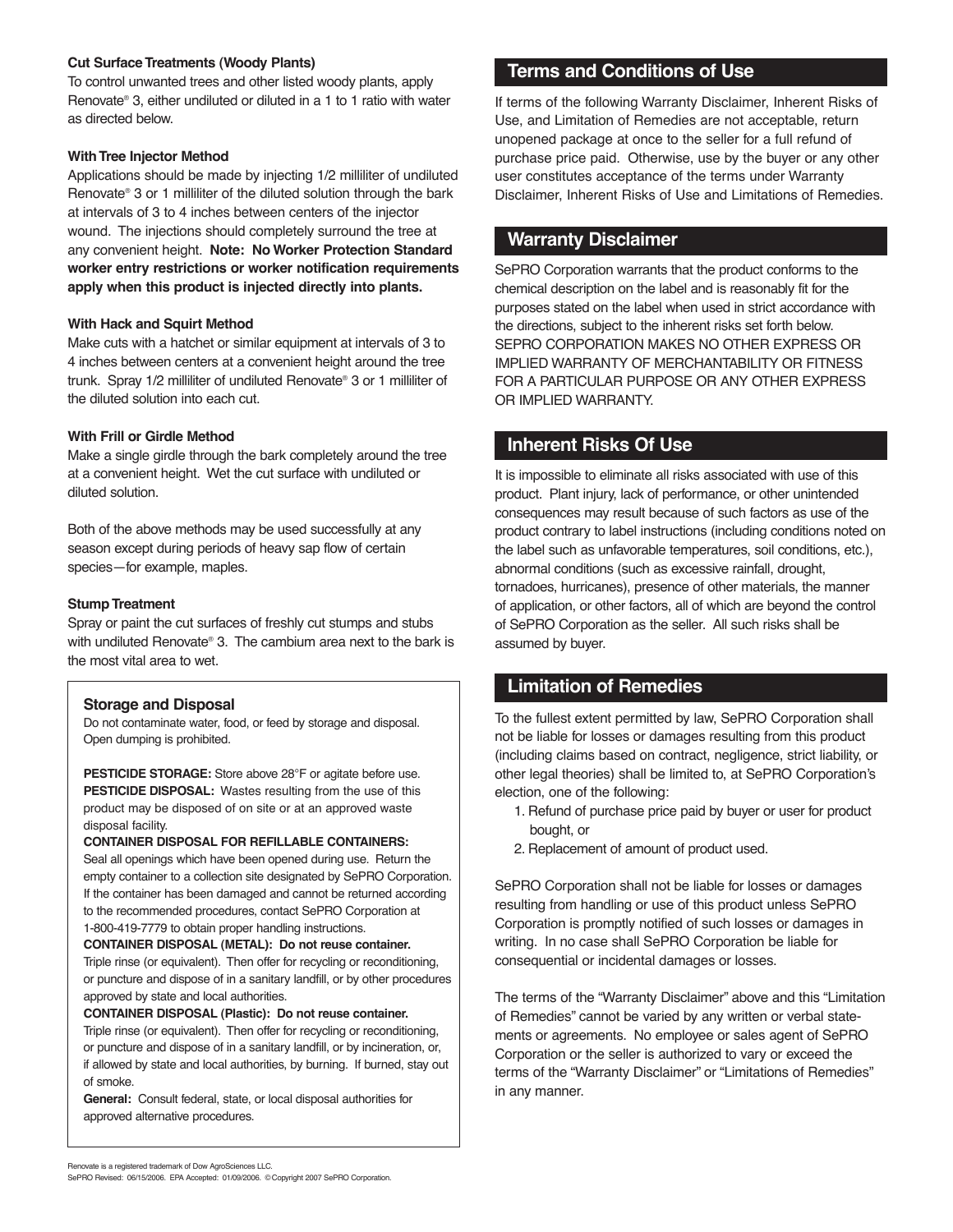### Cut Surface Treatments (Woody Plants)

To control unwanted trees and other listed woody plants, apply Renovate® 3, either undiluted or diluted in a 1 to 1 ratio with water as directed below.

#### With Tree Injector Method

Applications should be made by injecting 1/2 milliliter of undiluted Renovate® 3 or 1 milliliter of the diluted solution through the bark at intervals of 3 to 4 inches between centers of the injector wound. The injections should completely surround the tree at any convenient height. **Note: No Worker Protection Standard worker entry restrictions or worker notification requirements apply when this product is injected directly into plants.**

#### With Hack and Squirt Method

Make cuts with a hatchet or similar equipment at intervals of 3 to 4 inches between centers at a convenient height around the tree trunk. Spray 1/2 milliliter of undiluted Renovate® 3 or 1 milliliter of the diluted solution into each cut.

#### With Frill or Girdle Method

Make a single girdle through the bark completely around the tree at a convenient height. Wet the cut surface with undiluted or diluted solution.

Both of the above methods may be used successfully at any season except during periods of heavy sap flow of certain species—for example, maples.

#### Stump Treatment

Spray or paint the cut surfaces of freshly cut stumps and stubs with undiluted Renovate® 3. The cambium area next to the bark is the most vital area to wet.

### Storage and Disposal

Do not contaminate water, food, or feed by storage and disposal. Open dumping is prohibited.

**PESTICIDE STORAGE:** Store above 28°F or agitate before use.
**PESTICIDE DISPOSAL:** Wastes resulting from the use of this product may be disposed of on site or at an approved waste disposal facility.
**CONTAINER DISPOSAL FOR REFILLABLE CONTAINERS:** Seal all openings which have been opened during use. Return the empty container to a collection site designated by SePRO Corporation. If the container has been damaged and cannot be returned according to the recommended procedures, contact SePRO Corporation at 1-800-419-7779 to obtain proper handling instructions.
**CONTAINER DISPOSAL (METAL): Do not reuse container.** Triple rinse (or equivalent). Then offer for recycling or reconditioning, or puncture and dispose of in a sanitary landfill, or by other procedures approved by state and local authorities.
**CONTAINER DISPOSAL (Plastic): Do not reuse container.** Triple rinse (or equivalent). Then offer for recycling or reconditioning, or puncture and dispose of in a sanitary landfill, or by incineration, or, if allowed by state and local authorities, by burning. If burned, stay out of smoke.
**General:** Consult federal, state, or local disposal authorities for approved alternative procedures.

## Terms and Conditions of Use

If terms of the following Warranty Disclaimer, Inherent Risks of Use, and Limitation of Remedies are not acceptable, return unopened package at once to the seller for a full refund of purchase price paid. Otherwise, use by the buyer or any other user constitutes acceptance of the terms under Warranty Disclaimer, Inherent Risks of Use and Limitations of Remedies.

## Warranty Disclaimer

SePRO Corporation warrants that the product conforms to the chemical description on the label and is reasonably fit for the purposes stated on the label when used in strict accordance with the directions, subject to the inherent risks set forth below. SEPRO CORPORATION MAKES NO OTHER EXPRESS OR IMPLIED WARRANTY OF MERCHANTABILITY OR FITNESS FOR A PARTICULAR PURPOSE OR ANY OTHER EXPRESS OR IMPLIED WARRANTY.

## Inherent Risks Of Use

It is impossible to eliminate all risks associated with use of this product. Plant injury, lack of performance, or other unintended consequences may result because of such factors as use of the product contrary to label instructions (including conditions noted on the label such as unfavorable temperatures, soil conditions, etc.), abnormal conditions (such as excessive rainfall, drought, tornadoes, hurricanes), presence of other materials, the manner of application, or other factors, all of which are beyond the control of SePRO Corporation as the seller. All such risks shall be assumed by buyer.

## Limitation of Remedies

To the fullest extent permitted by law, SePRO Corporation shall not be liable for losses or damages resulting from this product (including claims based on contract, negligence, strict liability, or other legal theories) shall be limited to, at SePRO Corporation's election, one of the following:

1. Refund of purchase price paid by buyer or user for product bought, or
2. Replacement of amount of product used.

SePRO Corporation shall not be liable for losses or damages resulting from handling or use of this product unless SePRO Corporation is promptly notified of such losses or damages in writing. In no case shall SePRO Corporation be liable for consequential or incidental damages or losses.

The terms of the "Warranty Disclaimer" above and this "Limitation of Remedies" cannot be varied by any written or verbal statements or agreements. No employee or sales agent of SePRO Corporation or the seller is authorized to vary or exceed the terms of the "Warranty Disclaimer" or "Limitations of Remedies" in any manner.

Renovate is a registered trademark of Dow AgroSciences LLC.
SePRO Revised: 06/15/2006. EPA Accepted: 01/09/2006. © Copyright 2007 SePRO Corporation.